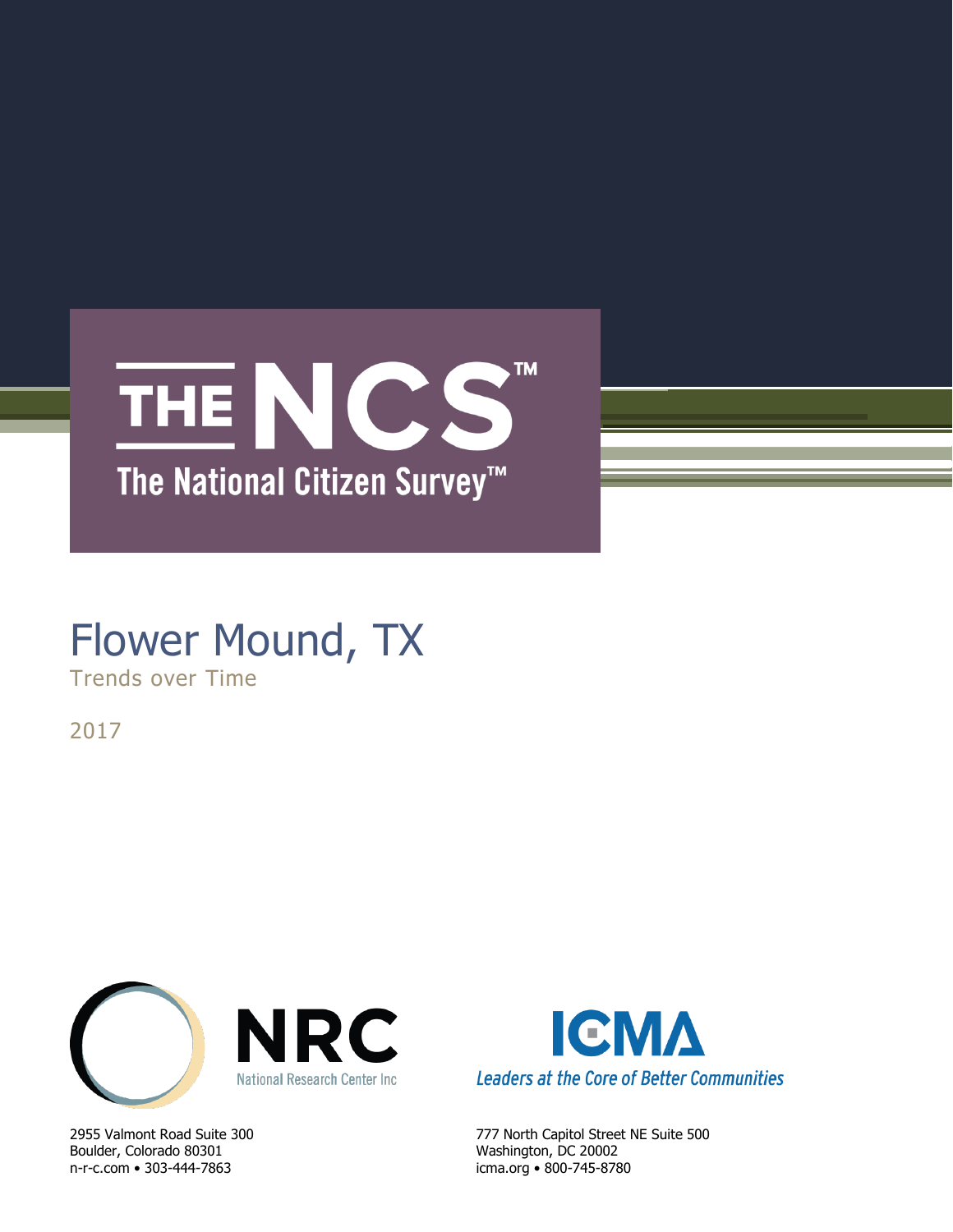# THE NCS™

## The National Citizen Survey™

# Flower Mound, TX

Trends over Time

2017

NRC

National Research Center Inc

2955 Valmont Road Suite 300
Boulder, Colorado 80301
n-r-c.com • 303-444-7863

ICMA

*Leaders at the Core of Better Communities*

777 North Capitol Street NE Suite 500
Washington, DC 20002
icma.org • 800-745-8780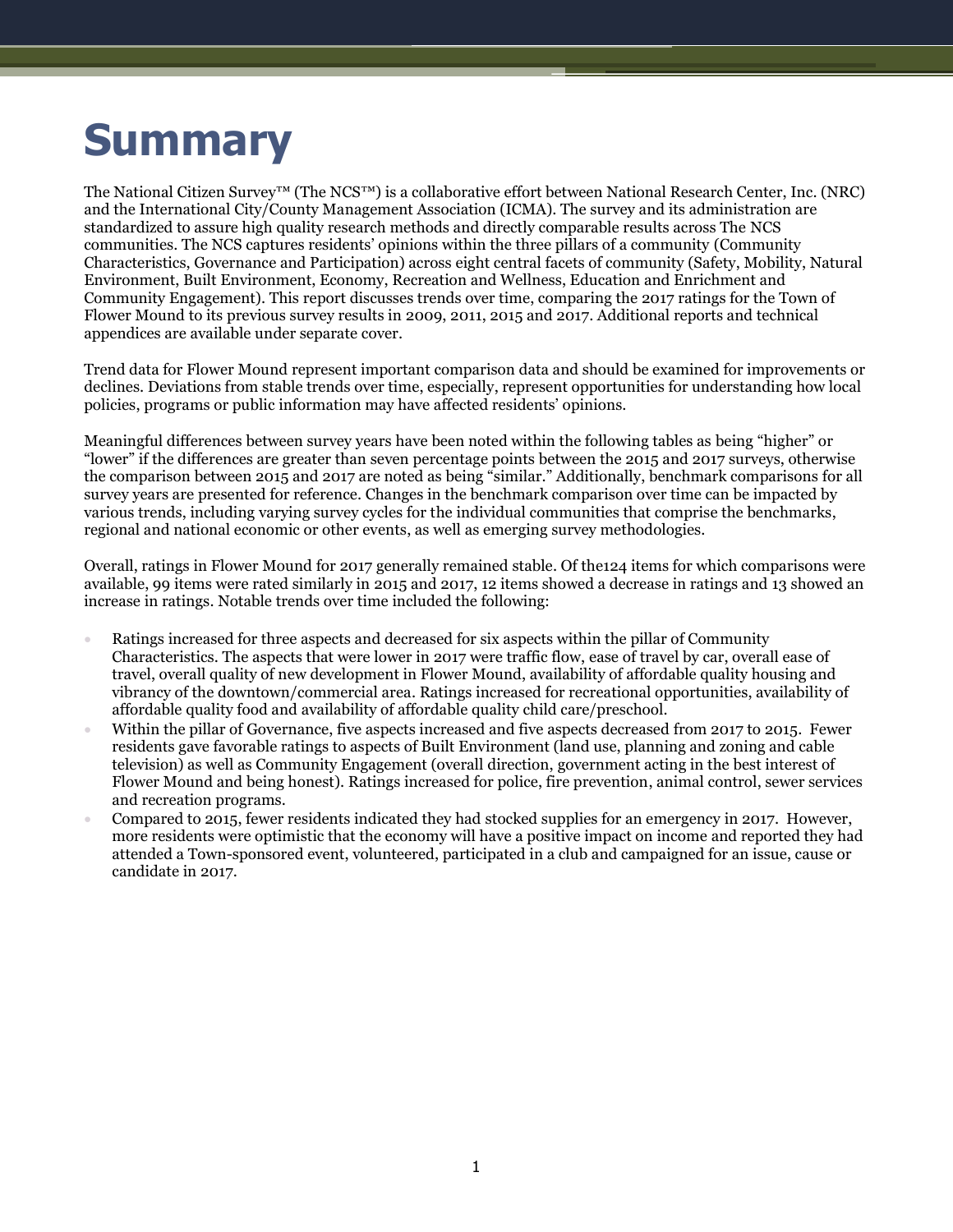# Summary

The National Citizen Survey™ (The NCS™) is a collaborative effort between National Research Center, Inc. (NRC) and the International City/County Management Association (ICMA). The survey and its administration are standardized to assure high quality research methods and directly comparable results across The NCS communities. The NCS captures residents' opinions within the three pillars of a community (Community Characteristics, Governance and Participation) across eight central facets of community (Safety, Mobility, Natural Environment, Built Environment, Economy, Recreation and Wellness, Education and Enrichment and Community Engagement). This report discusses trends over time, comparing the 2017 ratings for the Town of Flower Mound to its previous survey results in 2009, 2011, 2015 and 2017. Additional reports and technical appendices are available under separate cover.

Trend data for Flower Mound represent important comparison data and should be examined for improvements or declines. Deviations from stable trends over time, especially, represent opportunities for understanding how local policies, programs or public information may have affected residents' opinions.

Meaningful differences between survey years have been noted within the following tables as being "higher" or "lower" if the differences are greater than seven percentage points between the 2015 and 2017 surveys, otherwise the comparison between 2015 and 2017 are noted as being "similar." Additionally, benchmark comparisons for all survey years are presented for reference. Changes in the benchmark comparison over time can be impacted by various trends, including varying survey cycles for the individual communities that comprise the benchmarks, regional and national economic or other events, as well as emerging survey methodologies.

Overall, ratings in Flower Mound for 2017 generally remained stable. Of the124 items for which comparisons were available, 99 items were rated similarly in 2015 and 2017, 12 items showed a decrease in ratings and 13 showed an increase in ratings. Notable trends over time included the following:

- Ratings increased for three aspects and decreased for six aspects within the pillar of Community Characteristics. The aspects that were lower in 2017 were traffic flow, ease of travel by car, overall ease of travel, overall quality of new development in Flower Mound, availability of affordable quality housing and vibrancy of the downtown/commercial area. Ratings increased for recreational opportunities, availability of affordable quality food and availability of affordable quality child care/preschool.
- Within the pillar of Governance, five aspects increased and five aspects decreased from 2017 to 2015. Fewer residents gave favorable ratings to aspects of Built Environment (land use, planning and zoning and cable television) as well as Community Engagement (overall direction, government acting in the best interest of Flower Mound and being honest). Ratings increased for police, fire prevention, animal control, sewer services and recreation programs.
- Compared to 2015, fewer residents indicated they had stocked supplies for an emergency in 2017. However, more residents were optimistic that the economy will have a positive impact on income and reported they had attended a Town-sponsored event, volunteered, participated in a club and campaigned for an issue, cause or candidate in 2017.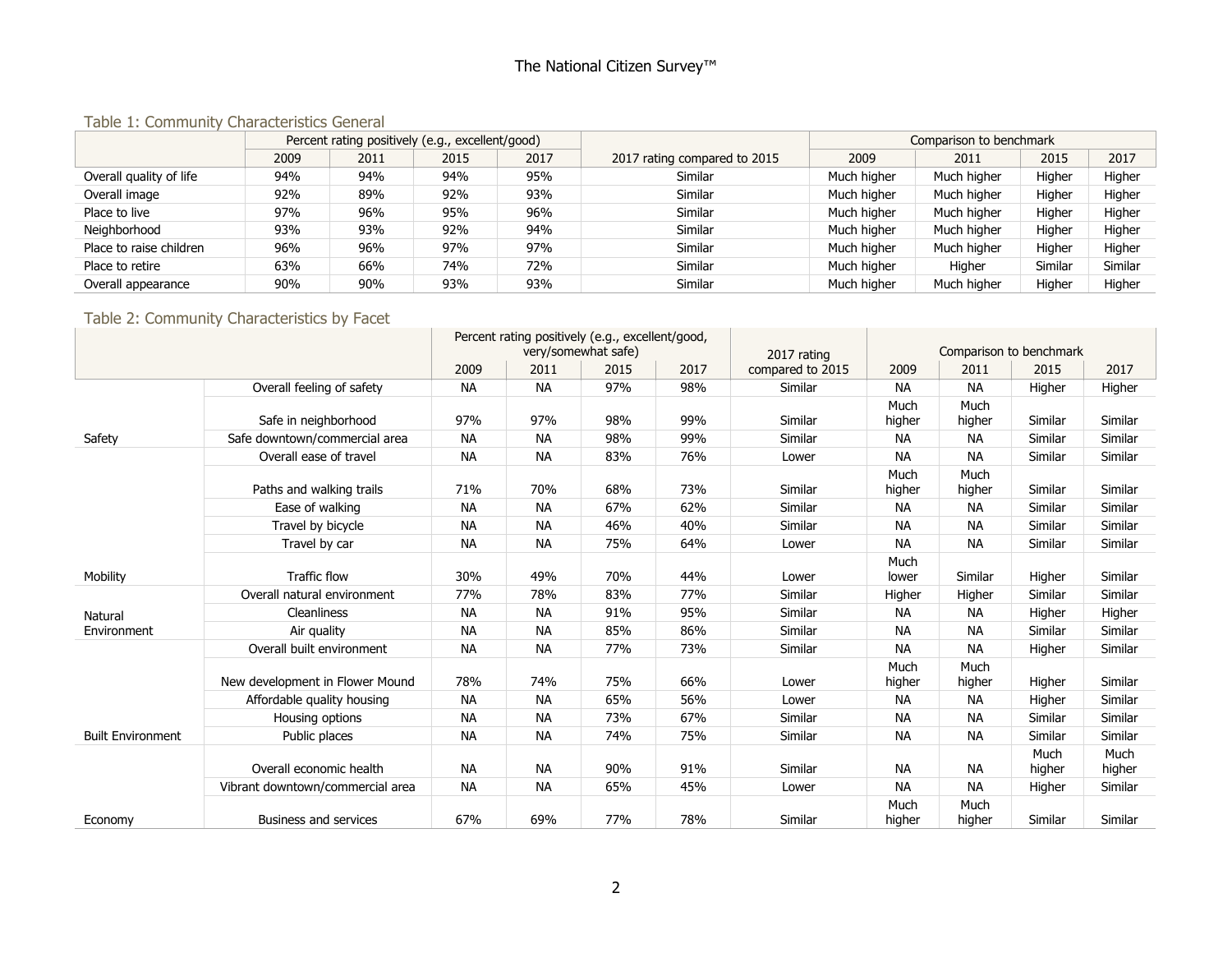### Table 1: Community Characteristics General

| | Percent rating positively (e.g., excellent/good) | | | | | Comparison to benchmark | | | |
|---|---|---|---|---|---|---|---|---|---|
| | 2009 | 2011 | 2015 | 2017 | 2017 rating compared to 2015 | 2009 | 2011 | 2015 | 2017 |
| Overall quality of life | 94% | 94% | 94% | 95% | Similar | Much higher | Much higher | Higher | Higher |
| Overall image | 92% | 89% | 92% | 93% | Similar | Much higher | Much higher | Higher | Higher |
| Place to live | 97% | 96% | 95% | 96% | Similar | Much higher | Much higher | Higher | Higher |
| Neighborhood | 93% | 93% | 92% | 94% | Similar | Much higher | Much higher | Higher | Higher |
| Place to raise children | 96% | 96% | 97% | 97% | Similar | Much higher | Much higher | Higher | Higher |
| Place to retire | 63% | 66% | 74% | 72% | Similar | Much higher | Higher | Similar | Similar |
| Overall appearance | 90% | 90% | 93% | 93% | Similar | Much higher | Much higher | Higher | Higher |

### Table 2: Community Characteristics by Facet

| | | Percent rating positively (e.g., excellent/good, very/somewhat safe) | | | | | Comparison to benchmark | | | |
|---|---|---|---|---|---|---|---|---|---|---|
| | | 2009 | 2011 | 2015 | 2017 | 2017 rating compared to 2015 | 2009 | 2011 | 2015 | 2017 |
| Safety | Overall feeling of safety | NA | NA | 97% | 98% | Similar | NA | NA | Higher | Higher |
| | Safe in neighborhood | 97% | 97% | 98% | 99% | Similar | Much higher | Much higher | Similar | Similar |
| | Safe downtown/commercial area | NA | NA | 98% | 99% | Similar | NA | NA | Similar | Similar |
| Mobility | Overall ease of travel | NA | NA | 83% | 76% | Lower | NA | NA | Similar | Similar |
| | Paths and walking trails | 71% | 70% | 68% | 73% | Similar | Much higher | Much higher | Similar | Similar |
| | Ease of walking | NA | NA | 67% | 62% | Similar | NA | NA | Similar | Similar |
| | Travel by bicycle | NA | NA | 46% | 40% | Similar | NA | NA | Similar | Similar |
| | Travel by car | NA | NA | 75% | 64% | Lower | NA | NA | Similar | Similar |
| | Traffic flow | 30% | 49% | 70% | 44% | Lower | Much lower | Similar | Higher | Similar |
| Natural Environment | Overall natural environment | 77% | 78% | 83% | 77% | Similar | Higher | Higher | Similar | Similar |
| | Cleanliness | NA | NA | 91% | 95% | Similar | NA | NA | Higher | Higher |
| | Air quality | NA | NA | 85% | 86% | Similar | NA | NA | Similar | Similar |
| Built Environment | Overall built environment | NA | NA | 77% | 73% | Similar | NA | NA | Higher | Similar |
| | New development in Flower Mound | 78% | 74% | 75% | 66% | Lower | Much higher | Much higher | Higher | Similar |
| | Affordable quality housing | NA | NA | 65% | 56% | Lower | NA | NA | Higher | Similar |
| | Housing options | NA | NA | 73% | 67% | Similar | NA | NA | Similar | Similar |
| | Public places | NA | NA | 74% | 75% | Similar | NA | NA | Similar | Similar |
| Economy | Overall economic health | NA | NA | 90% | 91% | Similar | NA | NA | Much higher | Much higher |
| | Vibrant downtown/commercial area | NA | NA | 65% | 45% | Lower | NA | NA | Higher | Similar |
| | Business and services | 67% | 69% | 77% | 78% | Similar | Much higher | Much higher | Similar | Similar |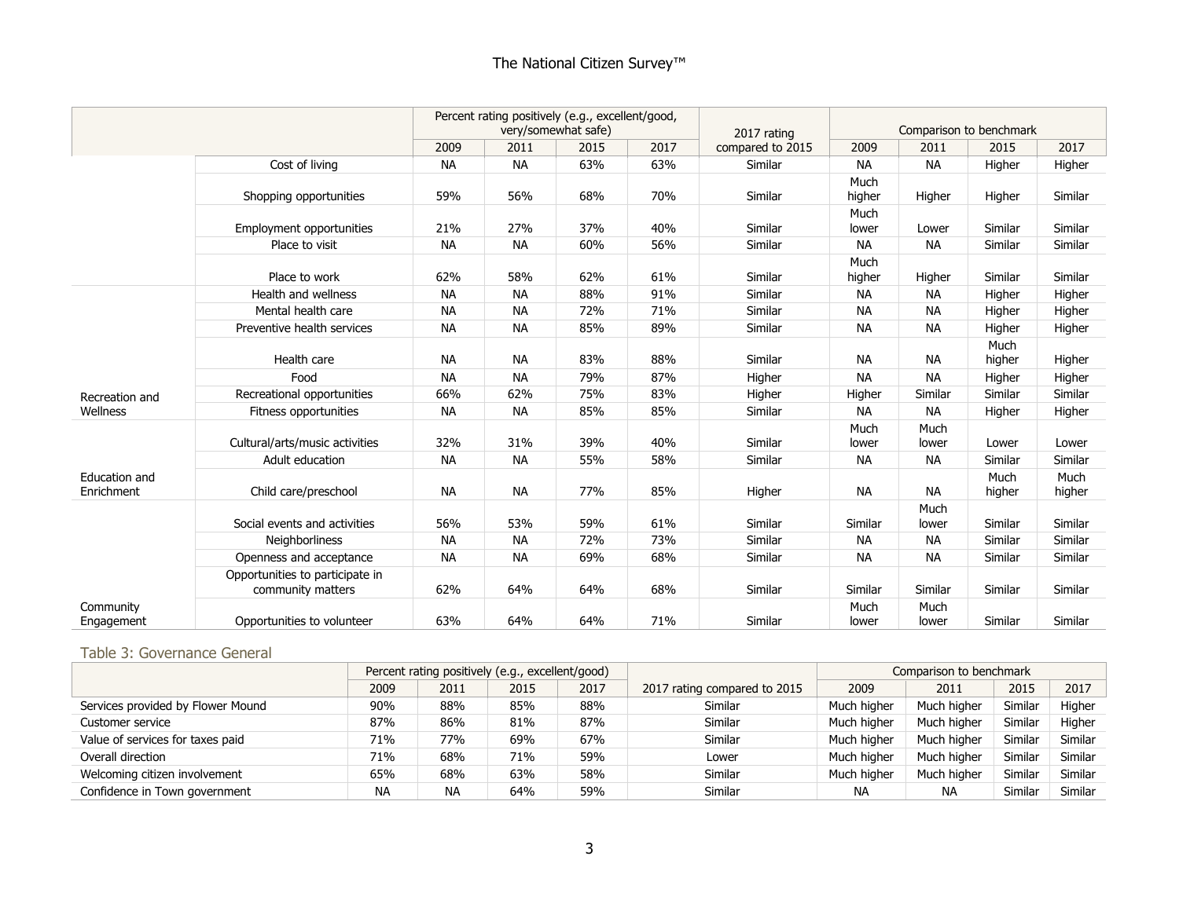| | | Percent rating positively (e.g., excellent/good, very/somewhat safe) | | | | 2017 rating compared to 2015 | Comparison to benchmark | | | |
|---|---|---|---|---|---|---|---|---|---|---|
| | | 2009 | 2011 | 2015 | 2017 | | 2009 | 2011 | 2015 | 2017 |
| | Cost of living | NA | NA | 63% | 63% | Similar | NA | NA | Higher | Higher |
| | Shopping opportunities | 59% | 56% | 68% | 70% | Similar | Much higher | Higher | Higher | Similar |
| | Employment opportunities | 21% | 27% | 37% | 40% | Similar | Much lower | Lower | Similar | Similar |
| | Place to visit | NA | NA | 60% | 56% | Similar | NA | NA | Similar | Similar |
| | Place to work | 62% | 58% | 62% | 61% | Similar | Much higher | Higher | Similar | Similar |
| Recreation and Wellness | Health and wellness | NA | NA | 88% | 91% | Similar | NA | NA | Higher | Higher |
| | Mental health care | NA | NA | 72% | 71% | Similar | NA | NA | Higher | Higher |
| | Preventive health services | NA | NA | 85% | 89% | Similar | NA | NA | Higher | Higher |
| | Health care | NA | NA | 83% | 88% | Similar | NA | NA | Much higher | Higher |
| | Food | NA | NA | 79% | 87% | Higher | NA | NA | Higher | Higher |
| | Recreational opportunities | 66% | 62% | 75% | 83% | Higher | Higher | Similar | Similar | Similar |
| | Fitness opportunities | NA | NA | 85% | 85% | Similar | NA | NA | Higher | Higher |
| Education and Enrichment | Cultural/arts/music activities | 32% | 31% | 39% | 40% | Similar | Much lower | Much lower | Lower | Lower |
| | Adult education | NA | NA | 55% | 58% | Similar | NA | NA | Similar | Similar |
| | Child care/preschool | NA | NA | 77% | 85% | Higher | NA | NA | Much higher | Much higher |
| Community Engagement | Social events and activities | 56% | 53% | 59% | 61% | Similar | Similar | Much lower | Similar | Similar |
| | Neighborliness | NA | NA | 72% | 73% | Similar | NA | NA | Similar | Similar |
| | Openness and acceptance | NA | NA | 69% | 68% | Similar | NA | NA | Similar | Similar |
| | Opportunities to participate in community matters | 62% | 64% | 64% | 68% | Similar | Similar | Similar | Similar | Similar |
| | Opportunities to volunteer | 63% | 64% | 64% | 71% | Similar | Much lower | Much lower | Similar | Similar |

## Table 3: Governance General

| | Percent rating positively (e.g., excellent/good) | | | | 2017 rating compared to 2015 | Comparison to benchmark | | | |
|---|---|---|---|---|---|---|---|---|---|
| | 2009 | 2011 | 2015 | 2017 | | 2009 | 2011 | 2015 | 2017 |
| Services provided by Flower Mound | 90% | 88% | 85% | 88% | Similar | Much higher | Much higher | Similar | Higher |
| Customer service | 87% | 86% | 81% | 87% | Similar | Much higher | Much higher | Similar | Higher |
| Value of services for taxes paid | 71% | 77% | 69% | 67% | Similar | Much higher | Much higher | Similar | Similar |
| Overall direction | 71% | 68% | 71% | 59% | Lower | Much higher | Much higher | Similar | Similar |
| Welcoming citizen involvement | 65% | 68% | 63% | 58% | Similar | Much higher | Much higher | Similar | Similar |
| Confidence in Town government | NA | NA | 64% | 59% | Similar | NA | NA | Similar | Similar |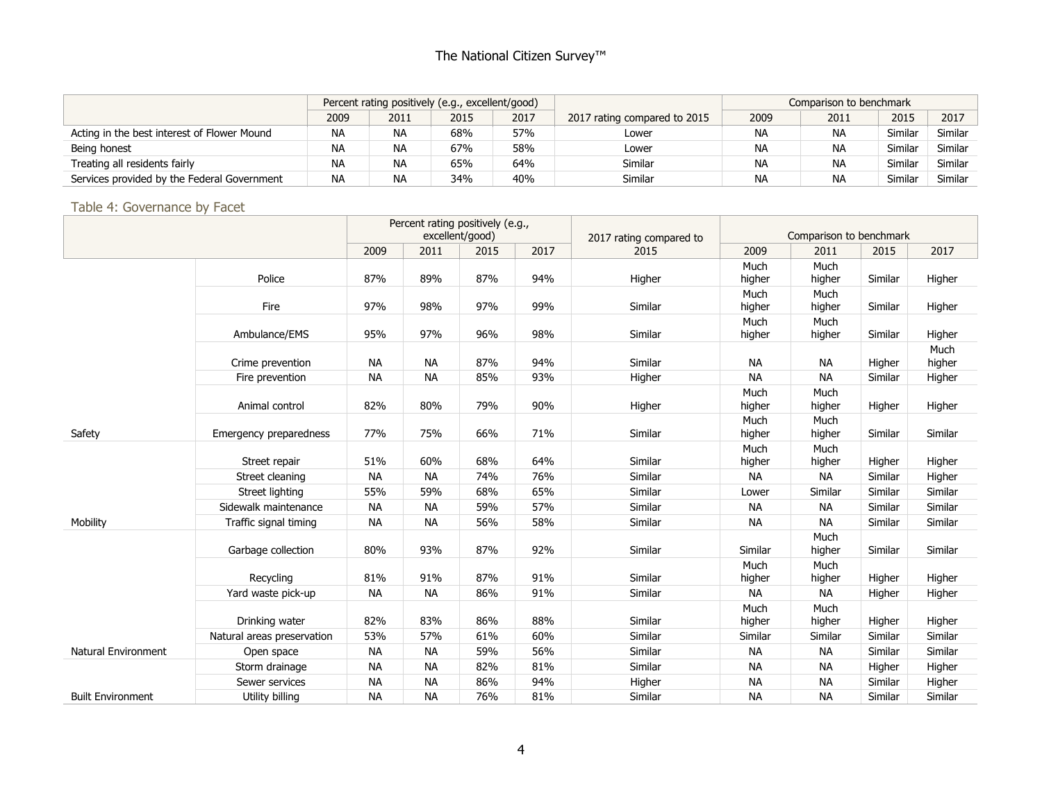| | Percent rating positively (e.g., excellent/good) | | | | 2017 rating compared to 2015 | Comparison to benchmark | | | |
|---|---|---|---|---|---|---|---|---|---|
| | 2009 | 2011 | 2015 | 2017 | | 2009 | 2011 | 2015 | 2017 |
| Acting in the best interest of Flower Mound | NA | NA | 68% | 57% | Lower | NA | NA | Similar | Similar |
| Being honest | NA | NA | 67% | 58% | Lower | NA | NA | Similar | Similar |
| Treating all residents fairly | NA | NA | 65% | 64% | Similar | NA | NA | Similar | Similar |
| Services provided by the Federal Government | NA | NA | 34% | 40% | Similar | NA | NA | Similar | Similar |

## Table 4: Governance by Facet

| | | Percent rating positively (e.g., excellent/good) | | | | 2017 rating compared to 2015 | Comparison to benchmark | | | |
|---|---|---|---|---|---|---|---|---|---|---|
| | | 2009 | 2011 | 2015 | 2017 | | 2009 | 2011 | 2015 | 2017 |
| | Police | 87% | 89% | 87% | 94% | Higher | Much higher | Much higher | Similar | Higher |
| | Fire | 97% | 98% | 97% | 99% | Similar | Much higher | Much higher | Similar | Higher |
| | Ambulance/EMS | 95% | 97% | 96% | 98% | Similar | Much higher | Much higher | Similar | Higher |
| | Crime prevention | NA | NA | 87% | 94% | Similar | NA | NA | Higher | Much higher |
| | Fire prevention | NA | NA | 85% | 93% | Higher | NA | NA | Similar | Higher |
| | Animal control | 82% | 80% | 79% | 90% | Higher | Much higher | Much higher | Higher | Higher |
| Safety | Emergency preparedness | 77% | 75% | 66% | 71% | Similar | Much higher | Much higher | Similar | Similar |
| | Street repair | 51% | 60% | 68% | 64% | Similar | Much higher | Much higher | Higher | Higher |
| | Street cleaning | NA | NA | 74% | 76% | Similar | NA | NA | Similar | Higher |
| | Street lighting | 55% | 59% | 68% | 65% | Similar | Lower | Similar | Similar | Similar |
| | Sidewalk maintenance | NA | NA | 59% | 57% | Similar | NA | NA | Similar | Similar |
| Mobility | Traffic signal timing | NA | NA | 56% | 58% | Similar | NA | NA | Similar | Similar |
| | Garbage collection | 80% | 93% | 87% | 92% | Similar | Similar | Much higher | Similar | Similar |
| | Recycling | 81% | 91% | 87% | 91% | Similar | Much higher | Much higher | Higher | Higher |
| | Yard waste pick-up | NA | NA | 86% | 91% | Similar | NA | NA | Higher | Higher |
| | Drinking water | 82% | 83% | 86% | 88% | Similar | Much higher | Much higher | Higher | Higher |
| | Natural areas preservation | 53% | 57% | 61% | 60% | Similar | Similar | Similar | Similar | Similar |
| Natural Environment | Open space | NA | NA | 59% | 56% | Similar | NA | NA | Similar | Similar |
| | Storm drainage | NA | NA | 82% | 81% | Similar | NA | NA | Higher | Higher |
| | Sewer services | NA | NA | 86% | 94% | Higher | NA | NA | Similar | Higher |
| Built Environment | Utility billing | NA | NA | 76% | 81% | Similar | NA | NA | Similar | Similar |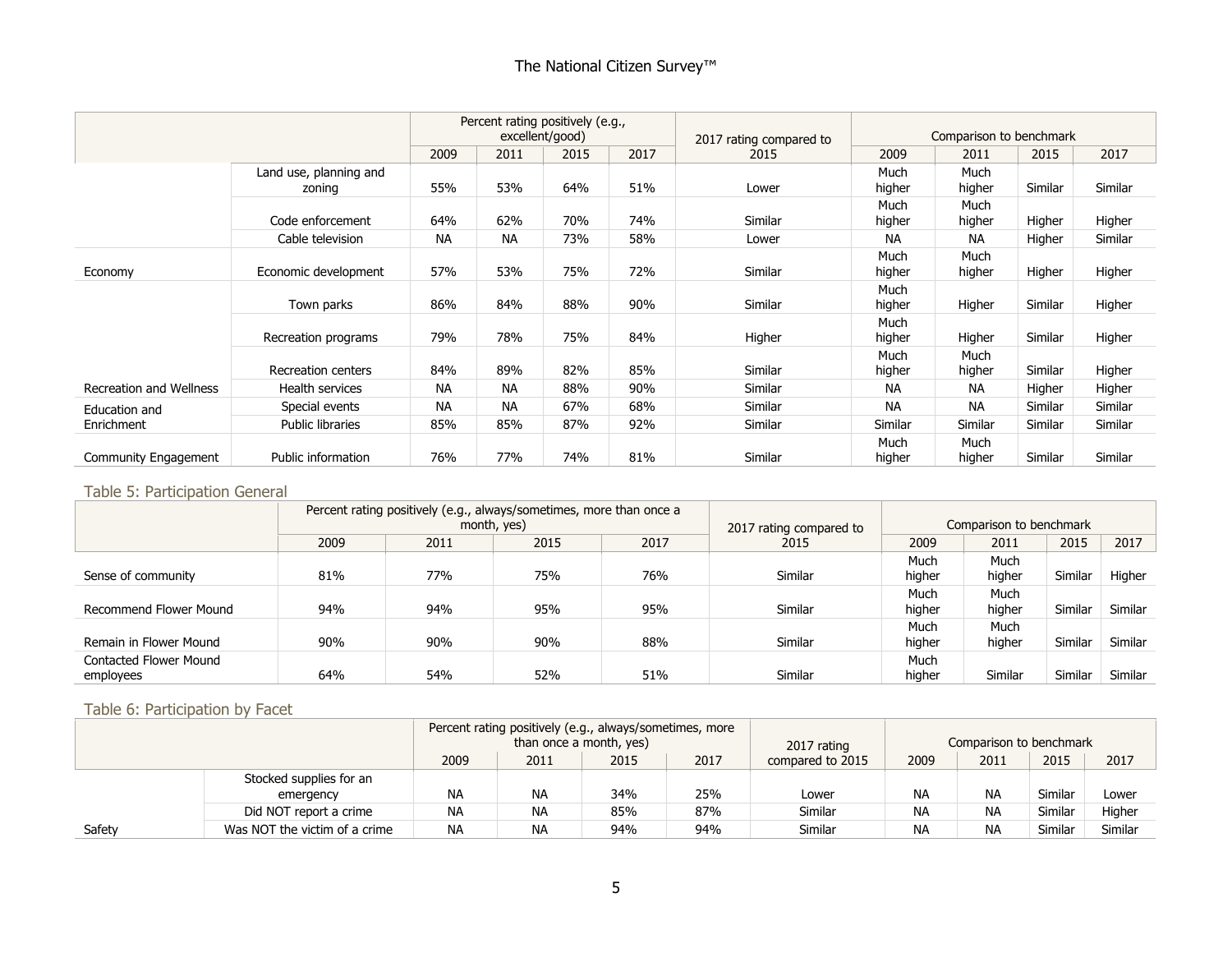| | | Percent rating positively (e.g., excellent/good) | | | | 2017 rating compared to 2015 | Comparison to benchmark | | | |
|---|---|---|---|---|---|---|---|---|---|---|
| | | 2009 | 2011 | 2015 | 2017 | | 2009 | 2011 | 2015 | 2017 |
| | Land use, planning and zoning | 55% | 53% | 64% | 51% | Lower | Much higher | Much higher | Similar | Similar |
| | Code enforcement | 64% | 62% | 70% | 74% | Similar | Much higher | Much higher | Higher | Higher |
| | Cable television | NA | NA | 73% | 58% | Lower | NA | NA | Higher | Similar |
| Economy | Economic development | 57% | 53% | 75% | 72% | Similar | Much higher | Much higher | Higher | Higher |
| | Town parks | 86% | 84% | 88% | 90% | Similar | Much higher | Higher | Similar | Higher |
| | Recreation programs | 79% | 78% | 75% | 84% | Higher | Much higher | Higher | Similar | Higher |
| | Recreation centers | 84% | 89% | 82% | 85% | Similar | Much higher | Much higher | Similar | Higher |
| Recreation and Wellness | Health services | NA | NA | 88% | 90% | Similar | NA | NA | Higher | Higher |
| Education and Enrichment | Special events | NA | NA | 67% | 68% | Similar | NA | NA | Similar | Similar |
| | Public libraries | 85% | 85% | 87% | 92% | Similar | Similar | Similar | Similar | Similar |
| Community Engagement | Public information | 76% | 77% | 74% | 81% | Similar | Much higher | Much higher | Similar | Similar |

## Table 5: Participation General

| | Percent rating positively (e.g., always/sometimes, more than once a month, yes) | | | | 2017 rating compared to 2015 | Comparison to benchmark | | | |
|---|---|---|---|---|---|---|---|---|---|
| | 2009 | 2011 | 2015 | 2017 | | 2009 | 2011 | 2015 | 2017 |
| Sense of community | 81% | 77% | 75% | 76% | Similar | Much higher | Much higher | Similar | Higher |
| Recommend Flower Mound | 94% | 94% | 95% | 95% | Similar | Much higher | Much higher | Similar | Similar |
| Remain in Flower Mound | 90% | 90% | 90% | 88% | Similar | Much higher | Much higher | Similar | Similar |
| Contacted Flower Mound employees | 64% | 54% | 52% | 51% | Similar | Much higher | Similar | Similar | Similar |

## Table 6: Participation by Facet

| | | Percent rating positively (e.g., always/sometimes, more than once a month, yes) | | | | 2017 rating compared to 2015 | Comparison to benchmark | | | |
|---|---|---|---|---|---|---|---|---|---|---|
| | | 2009 | 2011 | 2015 | 2017 | | 2009 | 2011 | 2015 | 2017 |
| | Stocked supplies for an emergency | NA | NA | 34% | 25% | Lower | NA | NA | Similar | Lower |
| | Did NOT report a crime | NA | NA | 85% | 87% | Similar | NA | NA | Similar | Higher |
| Safety | Was NOT the victim of a crime | NA | NA | 94% | 94% | Similar | NA | NA | Similar | Similar |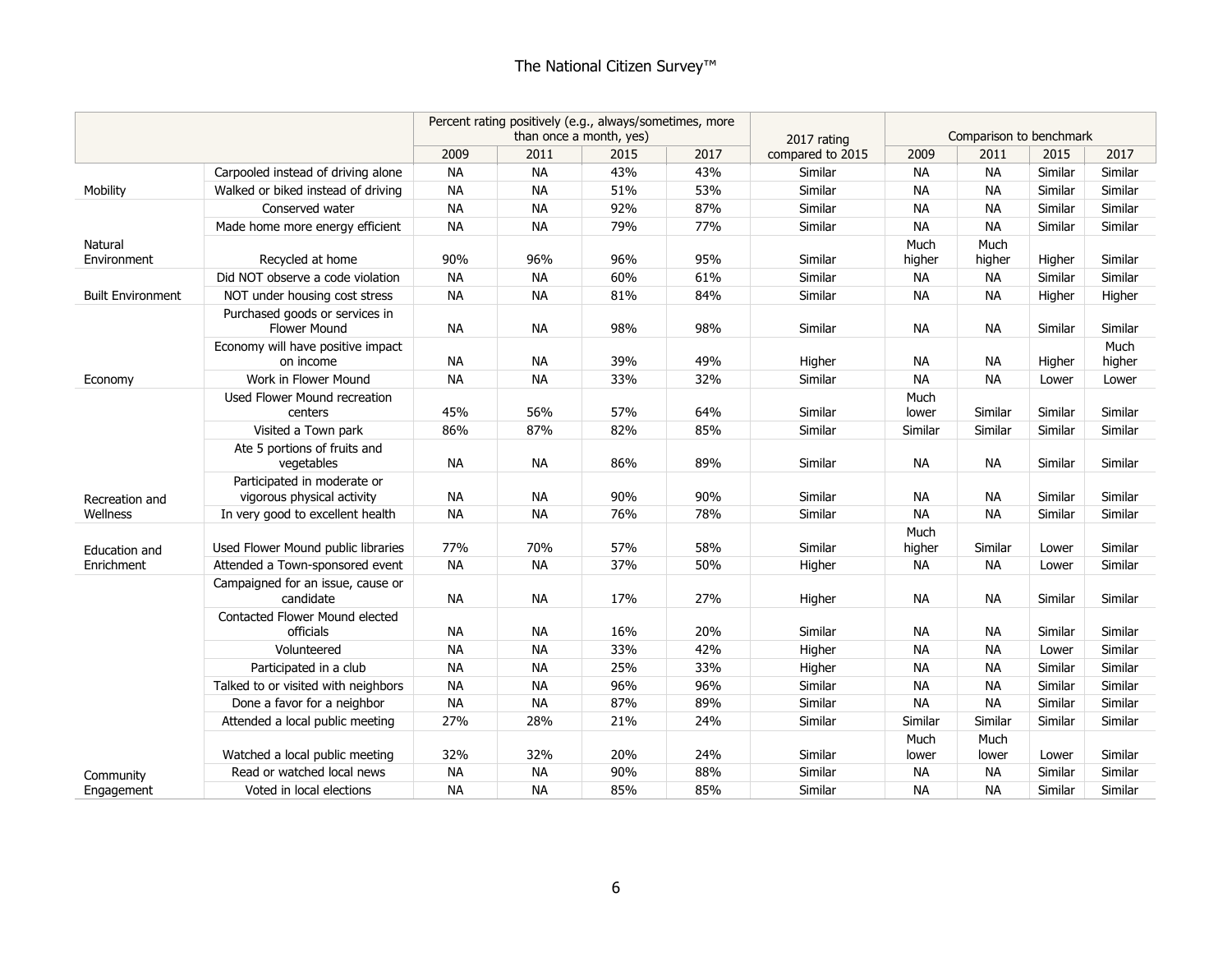The National Citizen Survey™

| | | Percent rating positively (e.g., always/sometimes, more than once a month, yes) | | | | 2017 rating compared to 2015 | Comparison to benchmark | | | |
|---|---|---|---|---|---|---|---|---|---|---|
| | | 2009 | 2011 | 2015 | 2017 | | 2009 | 2011 | 2015 | 2017 |
| Mobility | Carpooled instead of driving alone | NA | NA | 43% | 43% | Similar | NA | NA | Similar | Similar |
| | Walked or biked instead of driving | NA | NA | 51% | 53% | Similar | NA | NA | Similar | Similar |
| Natural Environment | Conserved water | NA | NA | 92% | 87% | Similar | NA | NA | Similar | Similar |
| | Made home more energy efficient | NA | NA | 79% | 77% | Similar | NA | NA | Similar | Similar |
| | Recycled at home | 90% | 96% | 96% | 95% | Similar | Much higher | Much higher | Higher | Similar |
| Built Environment | Did NOT observe a code violation | NA | NA | 60% | 61% | Similar | NA | NA | Similar | Similar |
| | NOT under housing cost stress | NA | NA | 81% | 84% | Similar | NA | NA | Higher | Higher |
| Economy | Purchased goods or services in Flower Mound | NA | NA | 98% | 98% | Similar | NA | NA | Similar | Similar |
| | Economy will have positive impact on income | NA | NA | 39% | 49% | Higher | NA | NA | Higher | Much higher |
| | Work in Flower Mound | NA | NA | 33% | 32% | Similar | NA | NA | Lower | Lower |
| Recreation and Wellness | Used Flower Mound recreation centers | 45% | 56% | 57% | 64% | Similar | Much lower | Similar | Similar | Similar |
| | Visited a Town park | 86% | 87% | 82% | 85% | Similar | Similar | Similar | Similar | Similar |
| | Ate 5 portions of fruits and vegetables | NA | NA | 86% | 89% | Similar | NA | NA | Similar | Similar |
| | Participated in moderate or vigorous physical activity | NA | NA | 90% | 90% | Similar | NA | NA | Similar | Similar |
| | In very good to excellent health | NA | NA | 76% | 78% | Similar | NA | NA | Similar | Similar |
| Education and Enrichment | Used Flower Mound public libraries | 77% | 70% | 57% | 58% | Similar | Much higher | Similar | Lower | Similar |
| | Attended a Town-sponsored event | NA | NA | 37% | 50% | Higher | NA | NA | Lower | Similar |
| Community Engagement | Campaigned for an issue, cause or candidate | NA | NA | 17% | 27% | Higher | NA | NA | Similar | Similar |
| | Contacted Flower Mound elected officials | NA | NA | 16% | 20% | Similar | NA | NA | Similar | Similar |
| | Volunteered | NA | NA | 33% | 42% | Higher | NA | NA | Lower | Similar |
| | Participated in a club | NA | NA | 25% | 33% | Higher | NA | NA | Similar | Similar |
| | Talked to or visited with neighbors | NA | NA | 96% | 96% | Similar | NA | NA | Similar | Similar |
| | Done a favor for a neighbor | NA | NA | 87% | 89% | Similar | NA | NA | Similar | Similar |
| | Attended a local public meeting | 27% | 28% | 21% | 24% | Similar | Similar | Similar | Similar | Similar |
| | Watched a local public meeting | 32% | 32% | 20% | 24% | Similar | Much lower | Much lower | Lower | Similar |
| | Read or watched local news | NA | NA | 90% | 88% | Similar | NA | NA | Similar | Similar |
| | Voted in local elections | NA | NA | 85% | 85% | Similar | NA | NA | Similar | Similar |